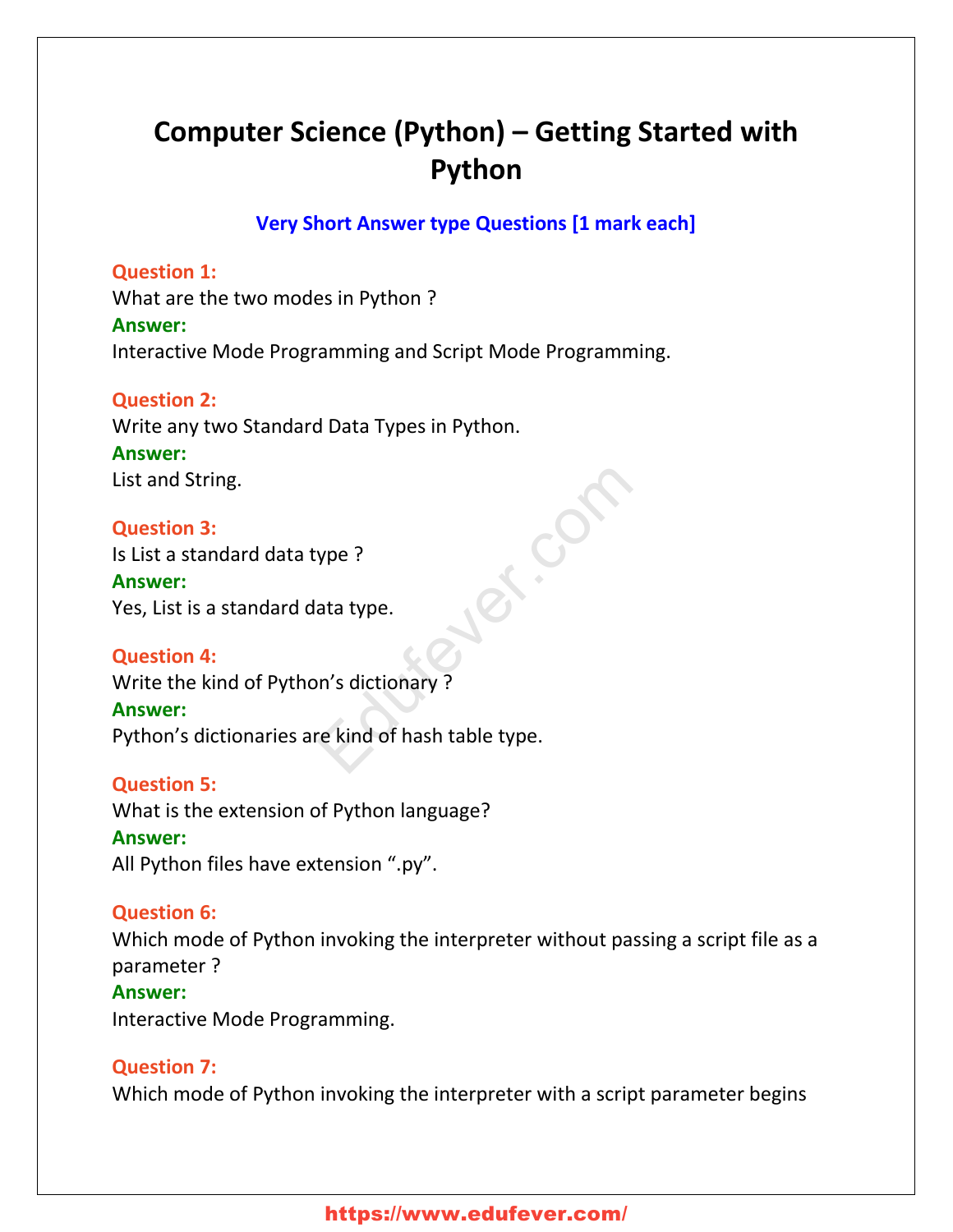# Computer Science (Python) – Getting Started with Python

## Very Short Answer type Questions [1 mark each]

**Question 1:**
What are the two modes in Python ?
**Answer:**
Interactive Mode Programming and Script Mode Programming.

**Question 2:**
Write any two Standard Data Types in Python.
**Answer:**
List and String.

**Question 3:**
Is List a standard data type ?
**Answer:**
Yes, List is a standard data type.

**Question 4:**
Write the kind of Python's dictionary ?
**Answer:**
Python's dictionaries are kind of hash table type.

**Question 5:**
What is the extension of Python language?
**Answer:**
All Python files have extension ".py".

**Question 6:**
Which mode of Python invoking the interpreter without passing a script file as a parameter ?
**Answer:**
Interactive Mode Programming.

**Question 7:**
Which mode of Python invoking the interpreter with a script parameter begins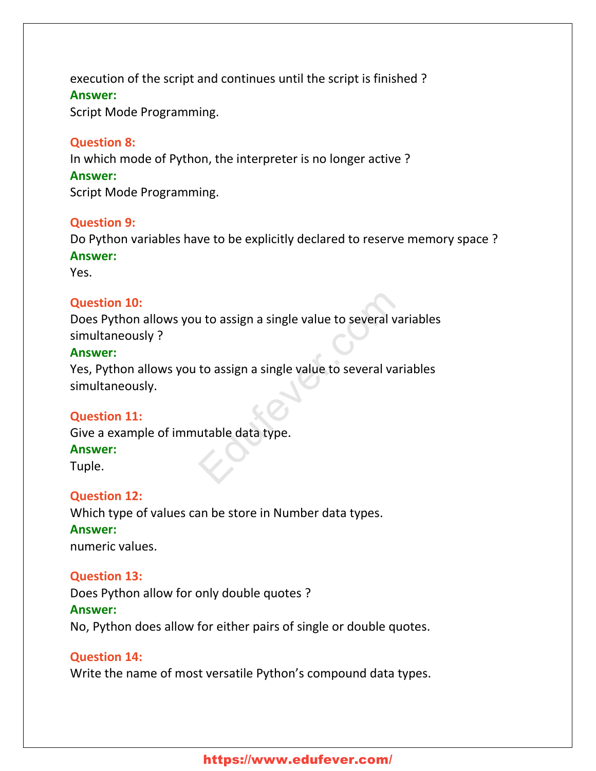execution of the script and continues until the script is finished ?

**Answer:**

Script Mode Programming.

**Question 8:**

In which mode of Python, the interpreter is no longer active ?

**Answer:**

Script Mode Programming.

**Question 9:**

Do Python variables have to be explicitly declared to reserve memory space ?

**Answer:**

Yes.

**Question 10:**

Does Python allows you to assign a single value to several variables simultaneously ?

**Answer:**

Yes, Python allows you to assign a single value to several variables simultaneously.

**Question 11:**

Give a example of immutable data type.

**Answer:**

Tuple.

**Question 12:**

Which type of values can be store in Number data types.

**Answer:**

numeric values.

**Question 13:**

Does Python allow for only double quotes ?

**Answer:**

No, Python does allow for either pairs of single or double quotes.

**Question 14:**

Write the name of most versatile Python's compound data types.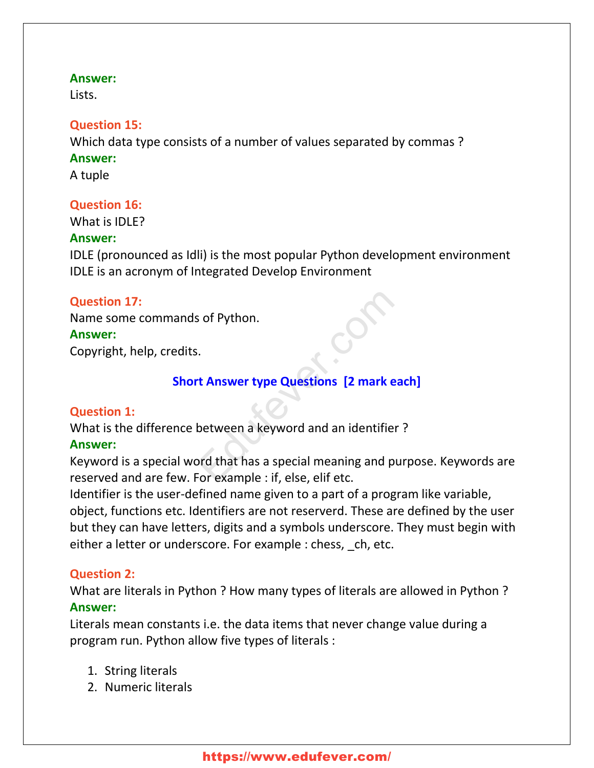**Answer:**
Lists.

**Question 15:**
Which data type consists of a number of values separated by commas ?
**Answer:**
A tuple

**Question 16:**
What is IDLE?
**Answer:**
IDLE (pronounced as Idli) is the most popular Python development environment
IDLE is an acronym of Integrated Develop Environment

**Question 17:**
Name some commands of Python.
**Answer:**
Copyright, help, credits.

## Short Answer type Questions [2 mark each]

**Question 1:**
What is the difference between a keyword and an identifier ?
**Answer:**
Keyword is a special word that has a special meaning and purpose. Keywords are reserved and are few. For example : if, else, elif etc.
Identifier is the user-defined name given to a part of a program like variable, object, functions etc. Identifiers are not reserverd. These are defined by the user but they can have letters, digits and a symbols underscore. They must begin with either a letter or underscore. For example : chess, _ch, etc.

**Question 2:**
What are literals in Python ? How many types of literals are allowed in Python ?
**Answer:**
Literals mean constants i.e. the data items that never change value during a program run. Python allow five types of literals :

1. String literals
2. Numeric literals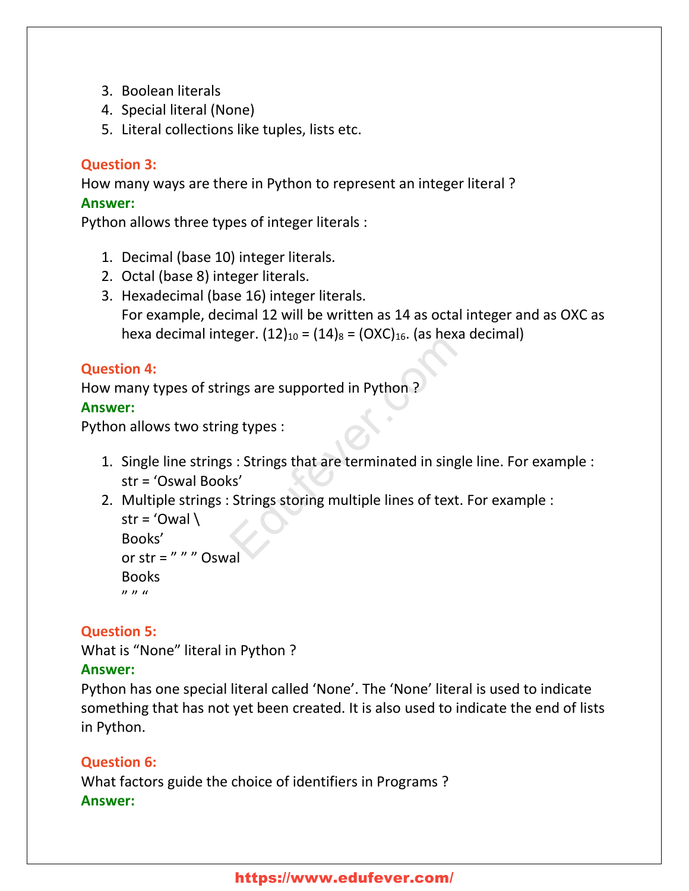3. Boolean literals
4. Special literal (None)
5. Literal collections like tuples, lists etc.

**Question 3:**
How many ways are there in Python to represent an integer literal ?
**Answer:**
Python allows three types of integer literals :

1. Decimal (base 10) integer literals.
2. Octal (base 8) integer literals.
3. Hexadecimal (base 16) integer literals.
   For example, decimal 12 will be written as 14 as octal integer and as OXC as hexa decimal integer. $(12)_{10} = (14)_8 = (OXC)_{16}$. (as hexa decimal)

**Question 4:**
How many types of strings are supported in Python ?
**Answer:**
Python allows two string types :

1. Single line strings : Strings that are terminated in single line. For example :
   str = 'Oswal Books'
2. Multiple strings : Strings storing multiple lines of text. For example :
   str = 'Owal \
   Books'
   or str = ” ” ” Oswal
   Books
   ” ” “

**Question 5:**
What is “None” literal in Python ?
**Answer:**
Python has one special literal called 'None'. The 'None' literal is used to indicate something that has not yet been created. It is also used to indicate the end of lists in Python.

**Question 6:**
What factors guide the choice of identifiers in Programs ?
**Answer:**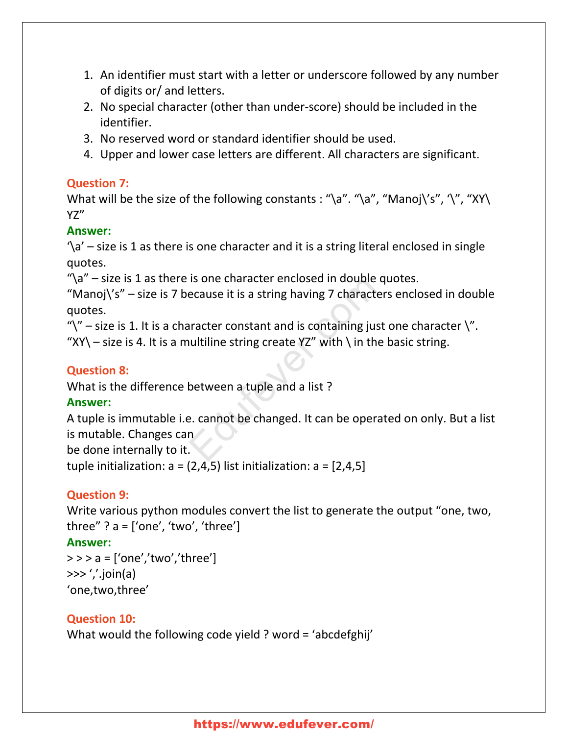1. An identifier must start with a letter or underscore followed by any number of digits or/ and letters.
2. No special character (other than under-score) should be included in the identifier.
3. No reserved word or standard identifier should be used.
4. Upper and lower case letters are different. All characters are significant.

**Question 7:**
What will be the size of the following constants : "\a". "\a", "Manoj\'s", '\", "XY\ YZ"

**Answer:**
'\a' – size is 1 as there is one character and it is a string literal enclosed in single quotes.
"\a" – size is 1 as there is one character enclosed in double quotes.
"Manoj\'s" – size is 7 because it is a string having 7 characters enclosed in double quotes.
"\" – size is 1. It is a character constant and is containing just one character \".
"XY\ – size is 4. It is a multiline string create YZ" with \ in the basic string.

**Question 8:**
What is the difference between a tuple and a list ?

**Answer:**
A tuple is immutable i.e. cannot be changed. It can be operated on only. But a list is mutable. Changes can
be done internally to it.
tuple initialization: a = (2,4,5) list initialization: a = [2,4,5]

**Question 9:**
Write various python modules convert the list to generate the output "one, two, three" ? a = ['one', 'two', 'three']

**Answer:**

```
> > > a = ['one','two','three']
>>> ','.join(a)
'one,two,three'
```

**Question 10:**
What would the following code yield ? word = 'abcdefghij'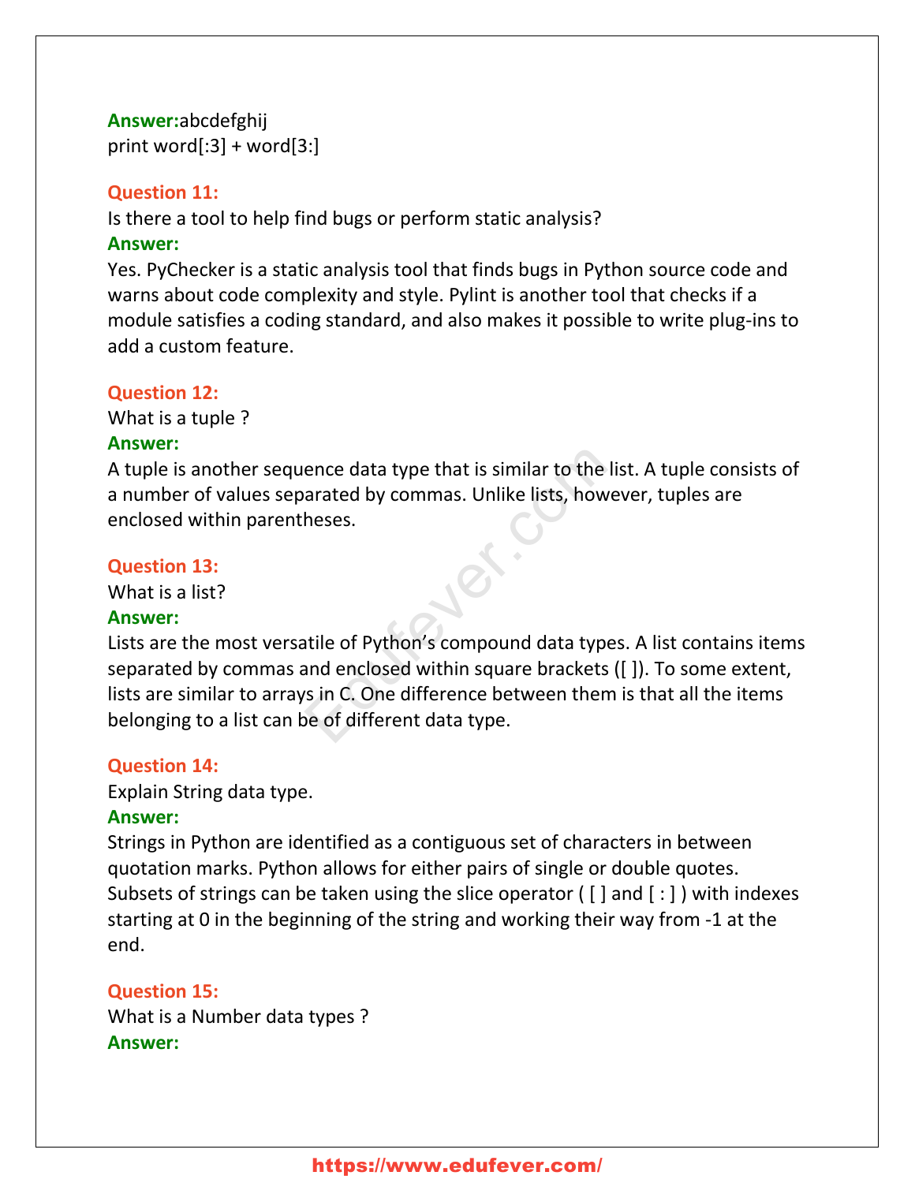**Answer:**abcdefghij
print word[:3] + word[3:]

**Question 11:**
Is there a tool to help find bugs or perform static analysis?
**Answer:**
Yes. PyChecker is a static analysis tool that finds bugs in Python source code and warns about code complexity and style. Pylint is another tool that checks if a module satisfies a coding standard, and also makes it possible to write plug-ins to add a custom feature.

**Question 12:**
What is a tuple ?
**Answer:**
A tuple is another sequence data type that is similar to the list. A tuple consists of a number of values separated by commas. Unlike lists, however, tuples are enclosed within parentheses.

**Question 13:**
What is a list?
**Answer:**
Lists are the most versatile of Python's compound data types. A list contains items separated by commas and enclosed within square brackets ([ ]). To some extent, lists are similar to arrays in C. One difference between them is that all the items belonging to a list can be of different data type.

**Question 14:**
Explain String data type.
**Answer:**
Strings in Python are identified as a contiguous set of characters in between quotation marks. Python allows for either pairs of single or double quotes. Subsets of strings can be taken using the slice operator ( [ ] and [ : ] ) with indexes starting at 0 in the beginning of the string and working their way from -1 at the end.

**Question 15:**
What is a Number data types ?
**Answer:**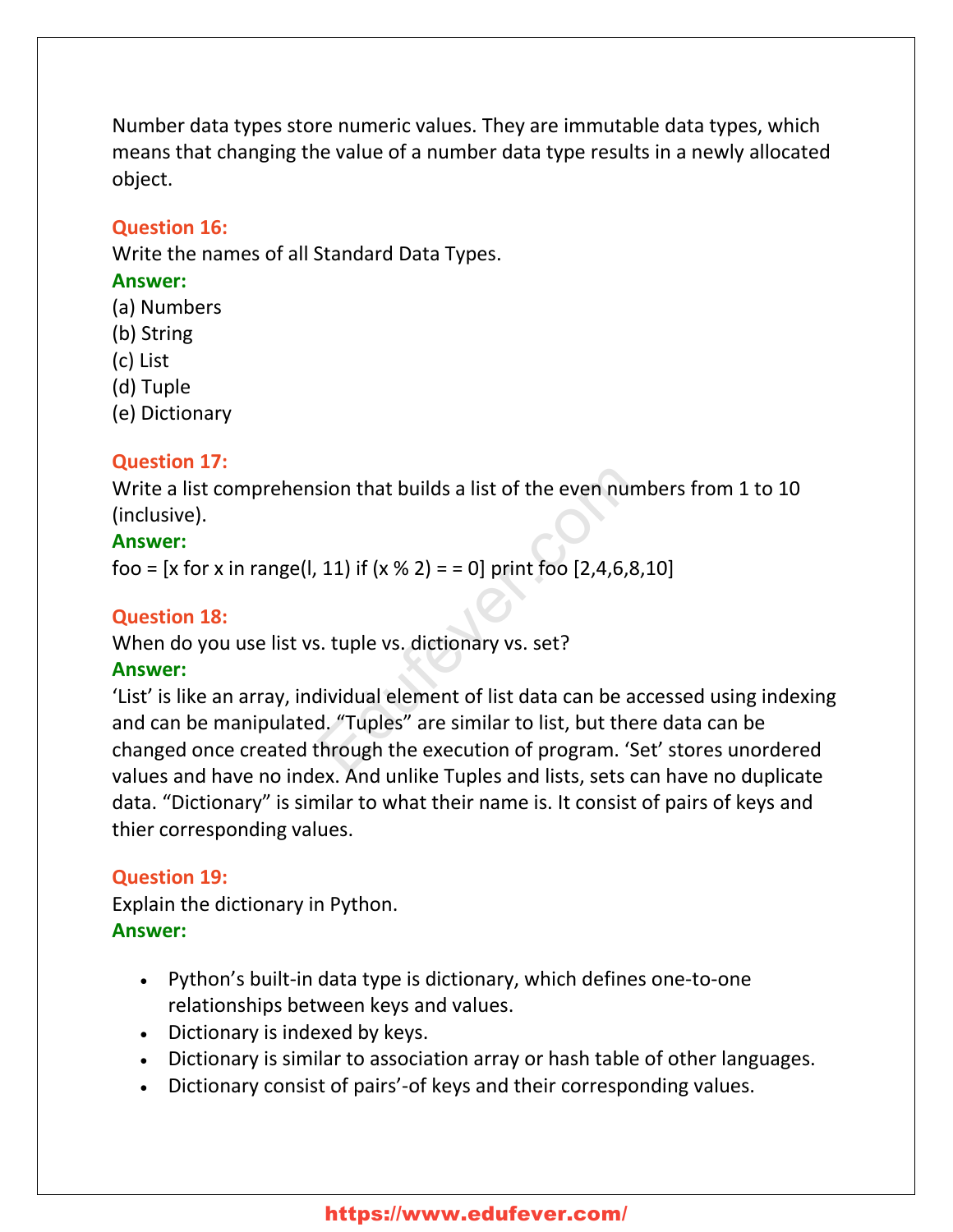Number data types store numeric values. They are immutable data types, which means that changing the value of a number data type results in a newly allocated object.

**Question 16:**
Write the names of all Standard Data Types.
**Answer:**
(a) Numbers
(b) String
(c) List
(d) Tuple
(e) Dictionary

**Question 17:**
Write a list comprehension that builds a list of the even numbers from 1 to 10 (inclusive).
**Answer:**
foo = [x for x in range(l, 11) if (x % 2) = = 0] print foo [2,4,6,8,10]

**Question 18:**
When do you use list vs. tuple vs. dictionary vs. set?
**Answer:**
'List' is like an array, individual element of list data can be accessed using indexing and can be manipulated. "Tuples" are similar to list, but there data can be changed once created through the execution of program. 'Set' stores unordered values and have no index. And unlike Tuples and lists, sets can have no duplicate data. "Dictionary" is similar to what their name is. It consist of pairs of keys and thier corresponding values.

**Question 19:**
Explain the dictionary in Python.
**Answer:**

- Python's built-in data type is dictionary, which defines one-to-one relationships between keys and values.
- Dictionary is indexed by keys.
- Dictionary is similar to association array or hash table of other languages.
- Dictionary consist of pairs'-of keys and their corresponding values.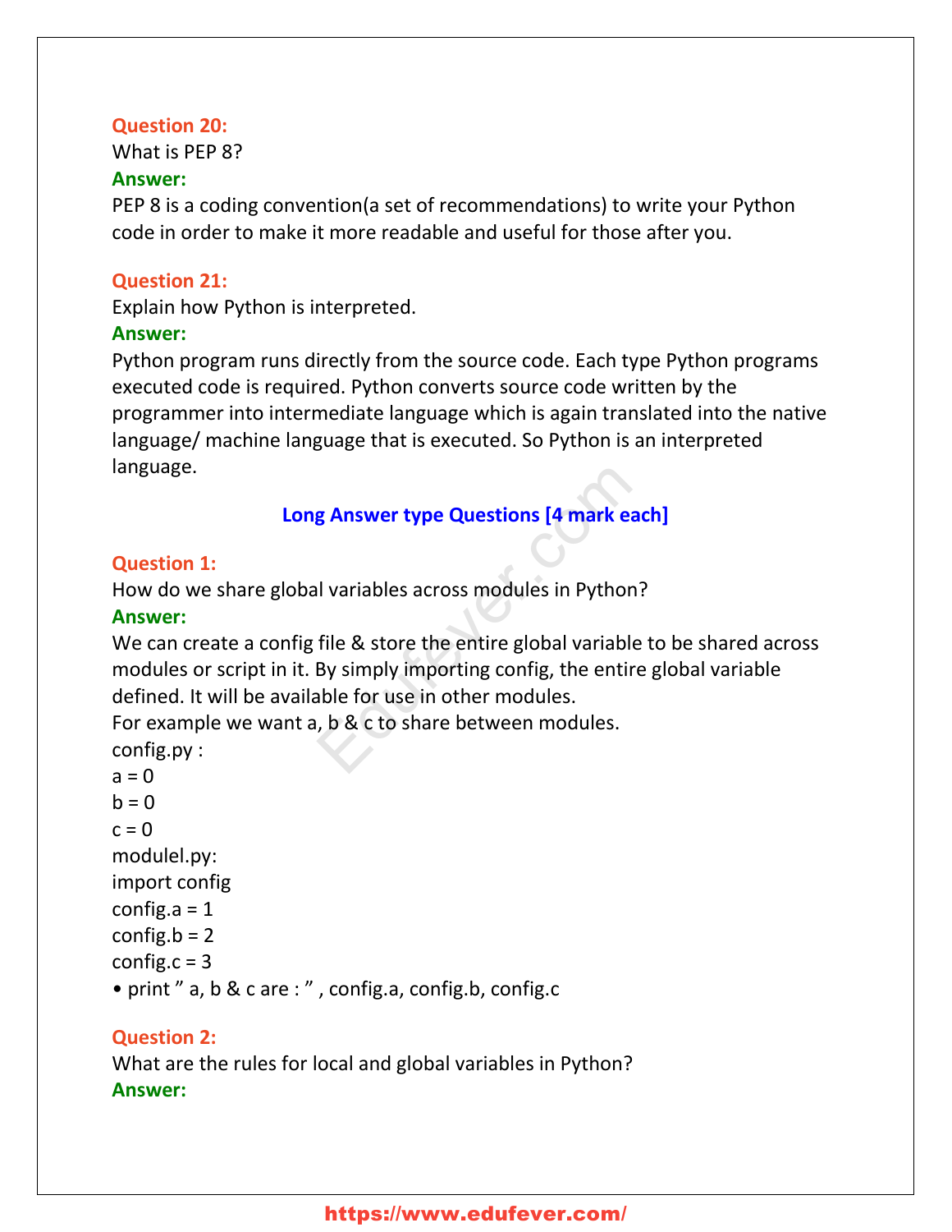**Question 20:**
What is PEP 8?
**Answer:**
PEP 8 is a coding convention(a set of recommendations) to write your Python code in order to make it more readable and useful for those after you.

**Question 21:**
Explain how Python is interpreted.
**Answer:**
Python program runs directly from the source code. Each type Python programs executed code is required. Python converts source code written by the programmer into intermediate language which is again translated into the native language/ machine language that is executed. So Python is an interpreted language.

## Long Answer type Questions [4 mark each]

**Question 1:**
How do we share global variables across modules in Python?
**Answer:**
We can create a config file & store the entire global variable to be shared across modules or script in it. By simply importing config, the entire global variable defined. It will be available for use in other modules.
For example we want a, b & c to share between modules.
config.py :
a = 0
b = 0
c = 0
modulel.py:
import config
config.a = 1
config.b = 2
config.c = 3
• print ” a, b & c are : ” , config.a, config.b, config.c

**Question 2:**
What are the rules for local and global variables in Python?
**Answer:**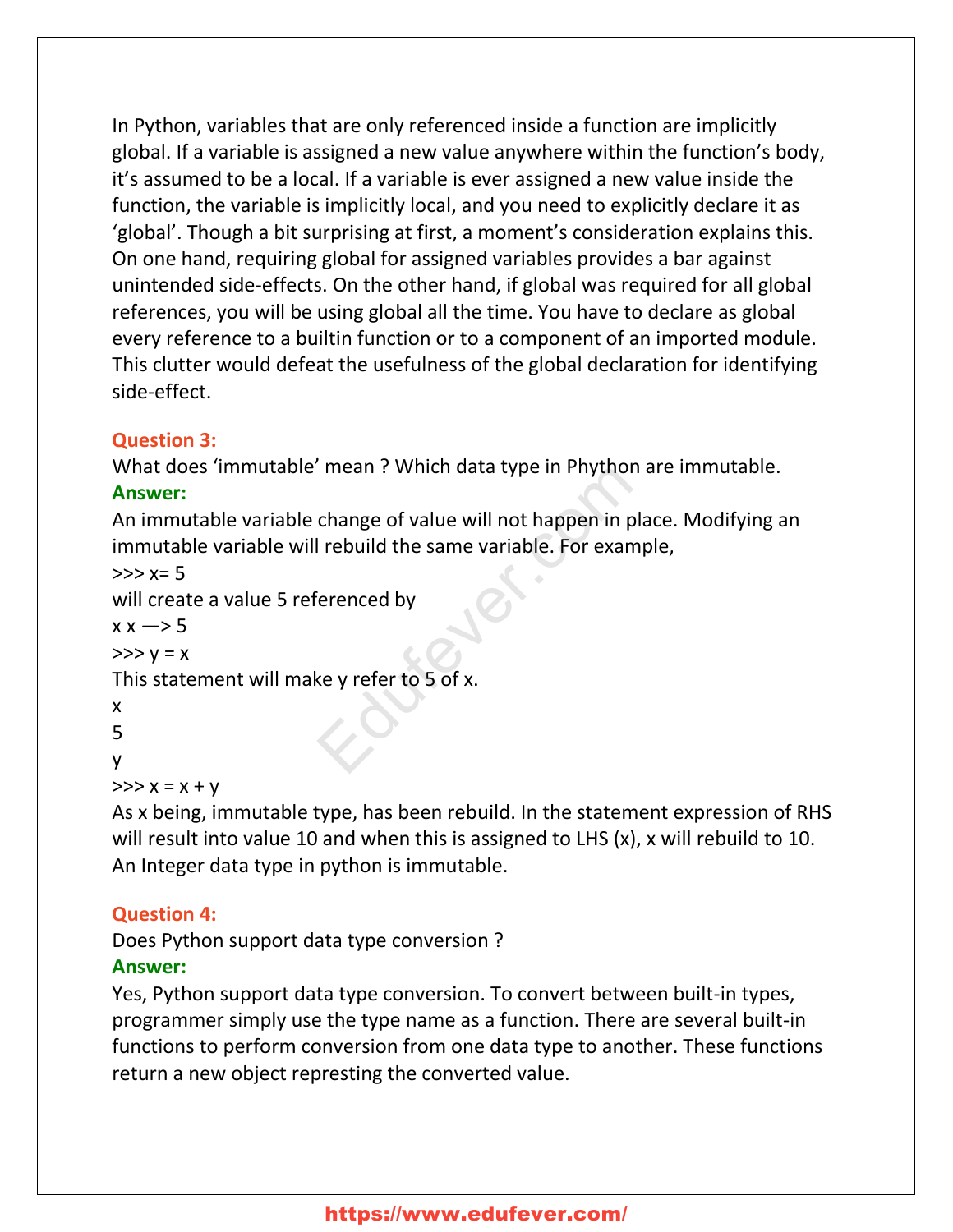In Python, variables that are only referenced inside a function are implicitly global. If a variable is assigned a new value anywhere within the function's body, it's assumed to be a local. If a variable is ever assigned a new value inside the function, the variable is implicitly local, and you need to explicitly declare it as 'global'. Though a bit surprising at first, a moment's consideration explains this. On one hand, requiring global for assigned variables provides a bar against unintended side-effects. On the other hand, if global was required for all global references, you will be using global all the time. You have to declare as global every reference to a builtin function or to a component of an imported module. This clutter would defeat the usefulness of the global declaration for identifying side-effect.

**Question 3:**
What does 'immutable' mean ? Which data type in Phython are immutable.
**Answer:**
An immutable variable change of value will not happen in place. Modifying an immutable variable will rebuild the same variable. For example,
>>> x= 5
will create a value 5 referenced by
x x —> 5
>>> y = x
This statement will make y refer to 5 of x.
x
5
y
>>> x = x + y
As x being, immutable type, has been rebuild. In the statement expression of RHS will result into value 10 and when this is assigned to LHS (x), x will rebuild to 10. An Integer data type in python is immutable.

**Question 4:**
Does Python support data type conversion ?
**Answer:**
Yes, Python support data type conversion. To convert between built-in types, programmer simply use the type name as a function. There are several built-in functions to perform conversion from one data type to another. These functions return a new object repesting the converted value.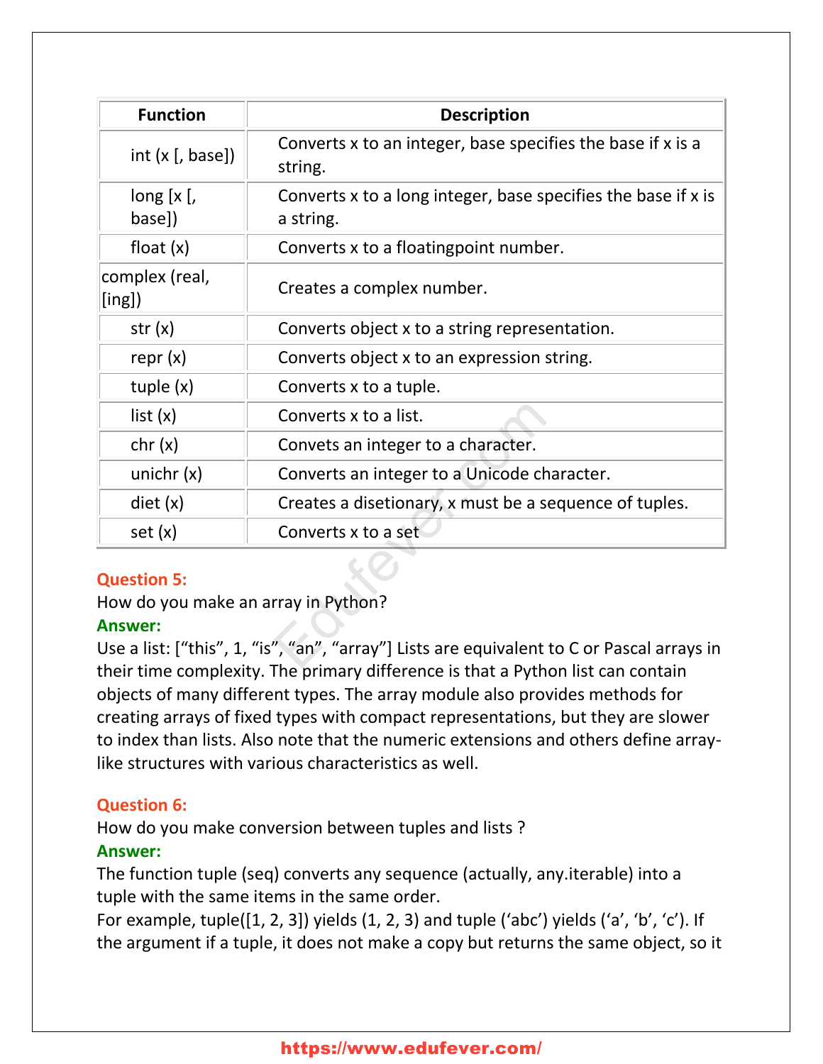| Function | Description |
| --- | --- |
| int (x [, base]) | Converts x to an integer, base specifies the base if x is a string. |
| long [x [, base]) | Converts x to a long integer, base specifies the base if x is a string. |
| float (x) | Converts x to a floatingpoint number. |
| complex (real, [ing]) | Creates a complex number. |
| str (x) | Converts object x to a string representation. |
| repr (x) | Converts object x to an expression string. |
| tuple (x) | Converts x to a tuple. |
| list (x) | Converts x to a list. |
| chr (x) | Convets an integer to a character. |
| unichr (x) | Converts an integer to a Unicode character. |
| diet (x) | Creates a disetionary, x must be a sequence of tuples. |
| set (x) | Converts x to a set |

**Question 5:**
How do you make an array in Python?
**Answer:**
Use a list: [“this”, 1, “is”, “an”, “array”] Lists are equivalent to C or Pascal arrays in their time complexity. The primary difference is that a Python list can contain objects of many different types. The array module also provides methods for creating arrays of fixed types with compact representations, but they are slower to index than lists. Also note that the numeric extensions and others define array-like structures with various characteristics as well.

**Question 6:**
How do you make conversion between tuples and lists ?
**Answer:**
The function tuple (seq) converts any sequence (actually, any.iterable) into a tuple with the same items in the same order.
For example, tuple([1, 2, 3]) yields (1, 2, 3) and tuple (‘abc’) yields (‘a’, ‘b’, ‘c’). If the argument if a tuple, it does not make a copy but returns the same object, so it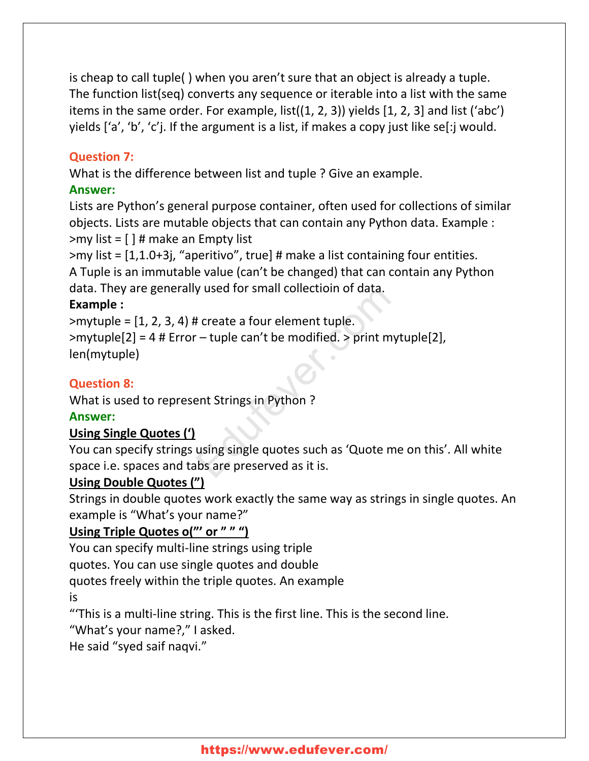is cheap to call tuple( ) when you aren't sure that an object is already a tuple. The function list(seq) converts any sequence or iterable into a list with the same items in the same order. For example, list((1, 2, 3)) yields [1, 2, 3] and list ('abc') yields ['a', 'b', 'c'j. If the argument is a list, if makes a copy just like se[:j would.

**Question 7:**

What is the difference between list and tuple ? Give an example.

**Answer:**

Lists are Python's general purpose container, often used for collections of similar objects. Lists are mutable objects that can contain any Python data. Example :

>my list = [ ] # make an Empty list

>my list = [1,1.0+3j, "aperitivo", true] # make a list containing four entities.

A Tuple is an immutable value (can't be changed) that can contain any Python data. They are generally used for small collectioin of data.

**Example :**

>mytuple = [1, 2, 3, 4) # create a four element tuple.

>mytuple[2] = 4 # Error – tuple can't be modified. > print mytuple[2], len(mytuple)

**Question 8:**

What is used to represent Strings in Python ?

**Answer:**

**Using Single Quotes (')**

You can specify strings using single quotes such as 'Quote me on this'. All white space i.e. spaces and tabs are preserved as it is.

**Using Double Quotes (")**

Strings in double quotes work exactly the same way as strings in single quotes. An example is "What's your name?"

**Using Triple Quotes o("' or " " ")**

You can specify multi-line strings using triple quotes. You can use single quotes and double quotes freely within the triple quotes. An example is

"'This is a multi-line string. This is the first line. This is the second line.

"What's your name?," I asked.

He said "syed saif naqvi."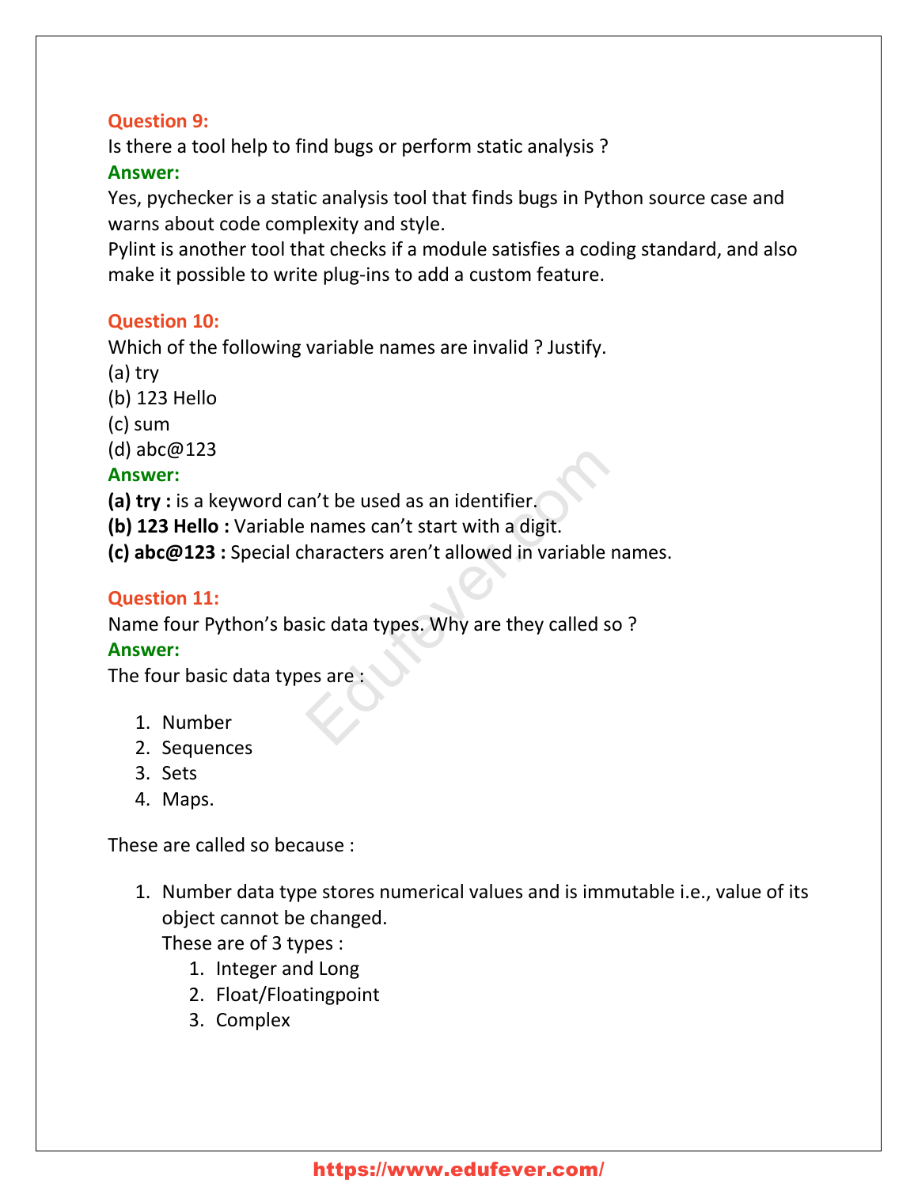**Question 9:**
Is there a tool help to find bugs or perform static analysis ?
**Answer:**
Yes, pychecker is a static analysis tool that finds bugs in Python source case and warns about code complexity and style.
Pylint is another tool that checks if a module satisfies a coding standard, and also make it possible to write plug-ins to add a custom feature.

**Question 10:**
Which of the following variable names are invalid ? Justify.
(a) try
(b) 123 Hello
(c) sum
(d) abc@123
**Answer:**
**(a) try :** is a keyword can't be used as an identifier.
**(b) 123 Hello :** Variable names can't start with a digit.
**(c) abc@123 :** Special characters aren't allowed in variable names.

**Question 11:**
Name four Python's basic data types. Why are they called so ?
**Answer:**
The four basic data types are :

1. Number
2. Sequences
3. Sets
4. Maps.

These are called so because :

1. Number data type stores numerical values and is immutable i.e., value of its object cannot be changed.
   These are of 3 types :
   1. Integer and Long
   2. Float/Floatingpoint
   3. Complex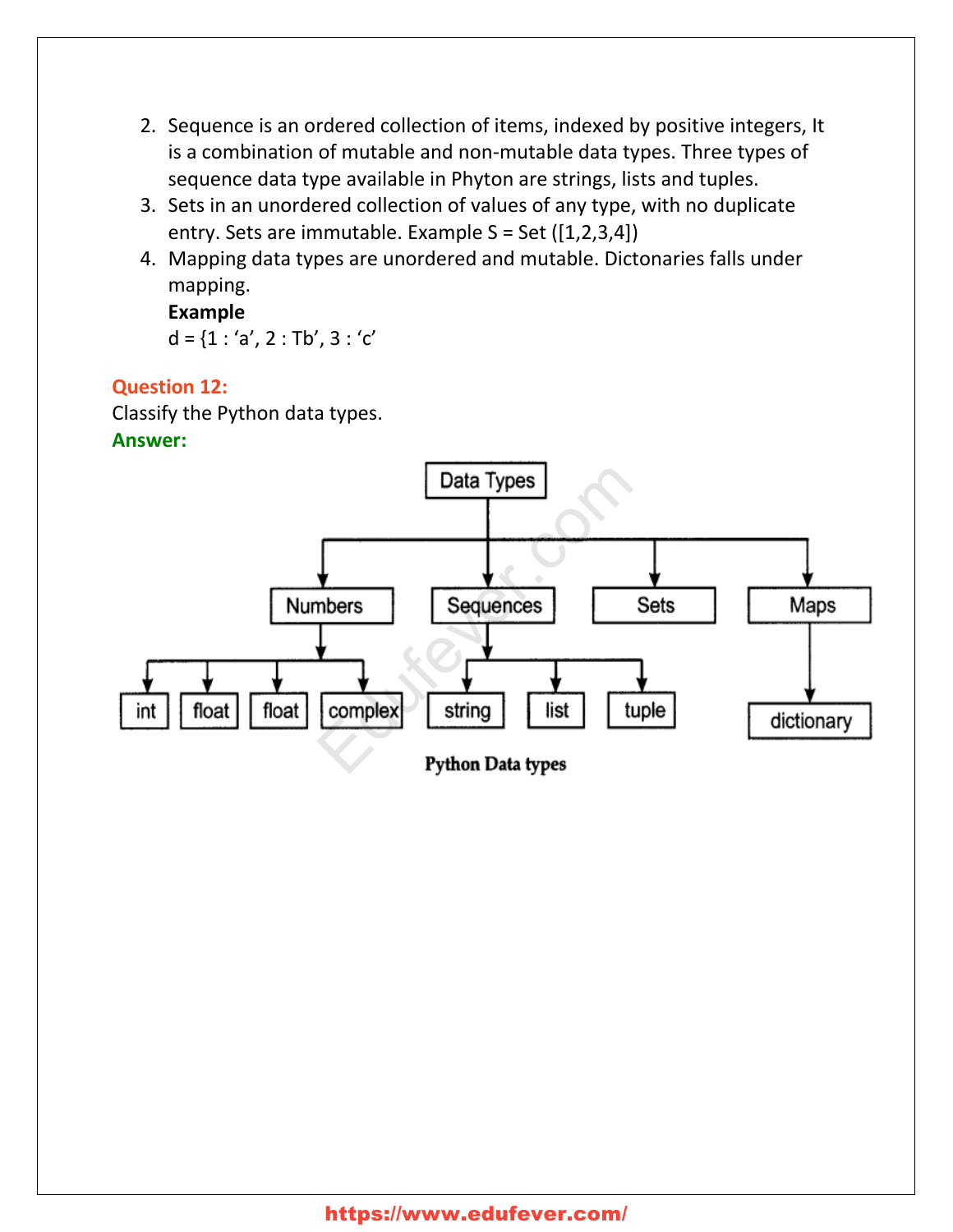2. Sequence is an ordered collection of items, indexed by positive integers, It is a combination of mutable and non-mutable data types. Three types of sequence data type available in Phyton are strings, lists and tuples.
3. Sets in an unordered collection of values of any type, with no duplicate entry. Sets are immutable. Example S = Set ([1,2,3,4])
4. Mapping data types are unordered and mutable. Dictonaries falls under mapping.
   **Example**
   d = {1 : ‘a’, 2 : Tb’, 3 : ‘c’

**Question 12:**
Classify the Python data types.
**Answer:**

Data Types

Numbers

Sequences

Sets

Maps

int

float

float

complex

string

list

tuple

dictionary

Python Data types